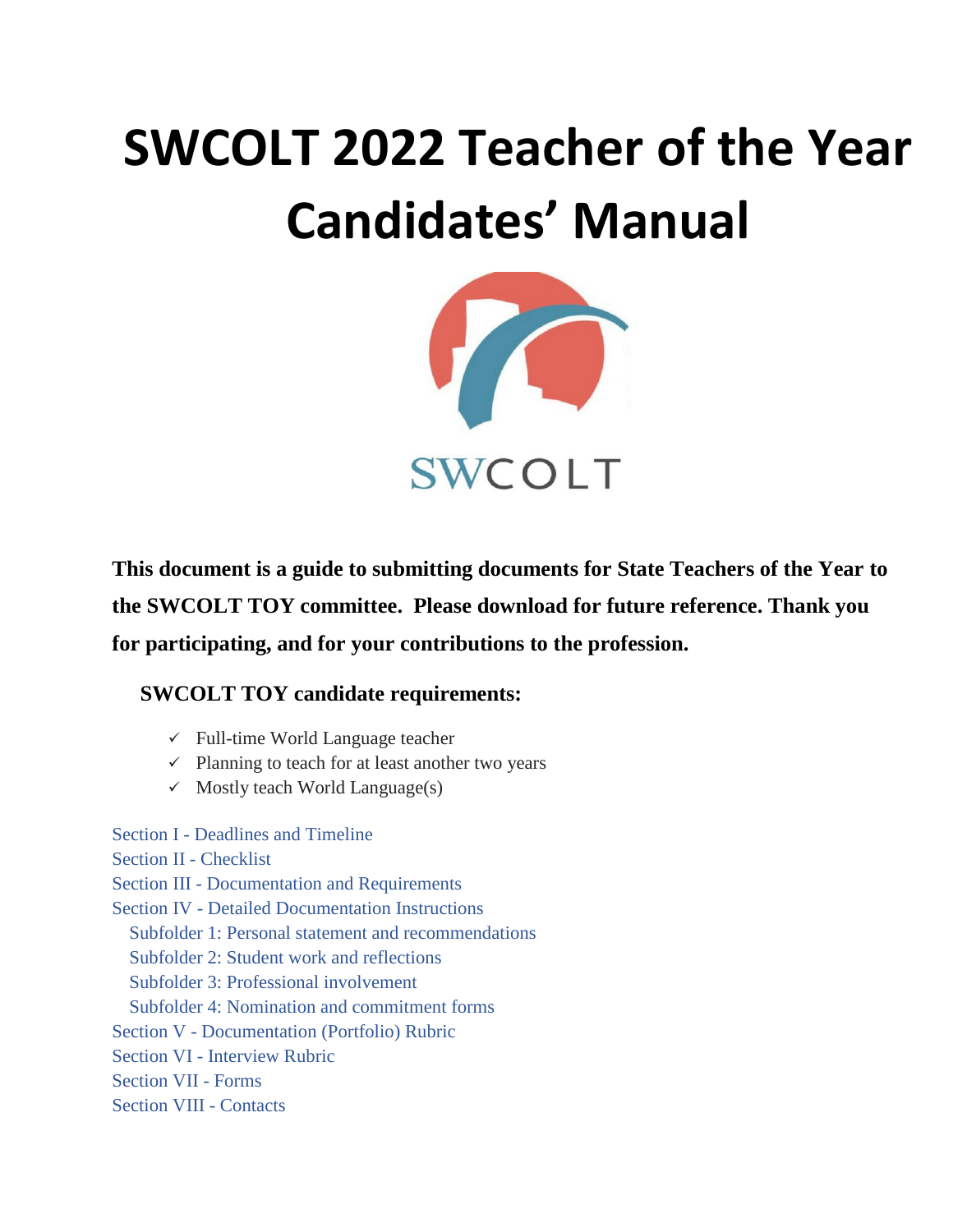# SWCOLT 2022 Teacher of the Year Candidates' Manual

SWCOLT

**This document is a guide to submitting documents for State Teachers of the Year to the SWCOLT TOY committee. Please download for future reference. Thank you for participating, and for your contributions to the profession.**

### SWCOLT TOY candidate requirements:

- ✓ Full-time World Language teacher
- ✓ Planning to teach for at least another two years
- ✓ Mostly teach World Language(s)

Section I - Deadlines and Timeline
Section II - Checklist
Section III - Documentation and Requirements
Section IV - Detailed Documentation Instructions
  Subfolder 1: Personal statement and recommendations
  Subfolder 2: Student work and reflections
  Subfolder 3: Professional involvement
  Subfolder 4: Nomination and commitment forms
Section V - Documentation (Portfolio) Rubric
Section VI - Interview Rubric
Section VII - Forms
Section VIII - Contacts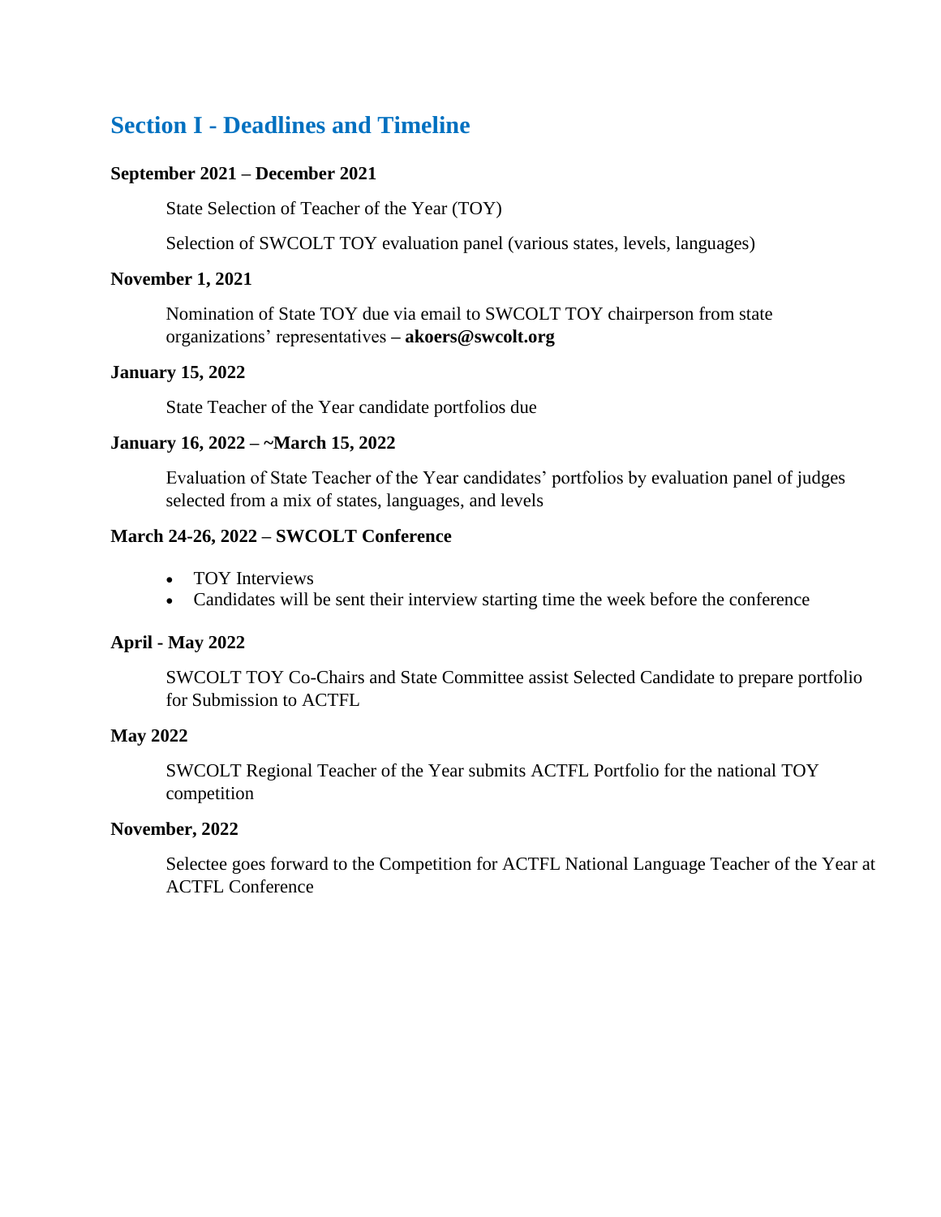## Section I - Deadlines and Timeline

**September 2021 – December 2021**

State Selection of Teacher of the Year (TOY)

Selection of SWCOLT TOY evaluation panel (various states, levels, languages)

**November 1, 2021**

Nomination of State TOY due via email to SWCOLT TOY chairperson from state organizations' representatives **– akoers@swcolt.org**

**January 15, 2022**

State Teacher of the Year candidate portfolios due

**January 16, 2022 – ~March 15, 2022**

Evaluation of State Teacher of the Year candidates' portfolios by evaluation panel of judges selected from a mix of states, languages, and levels

**March 24-26, 2022 – SWCOLT Conference**

- TOY Interviews
- Candidates will be sent their interview starting time the week before the conference

**April - May 2022**

SWCOLT TOY Co-Chairs and State Committee assist Selected Candidate to prepare portfolio for Submission to ACTFL

**May 2022**

SWCOLT Regional Teacher of the Year submits ACTFL Portfolio for the national TOY competition

**November, 2022**

Selectee goes forward to the Competition for ACTFL National Language Teacher of the Year at ACTFL Conference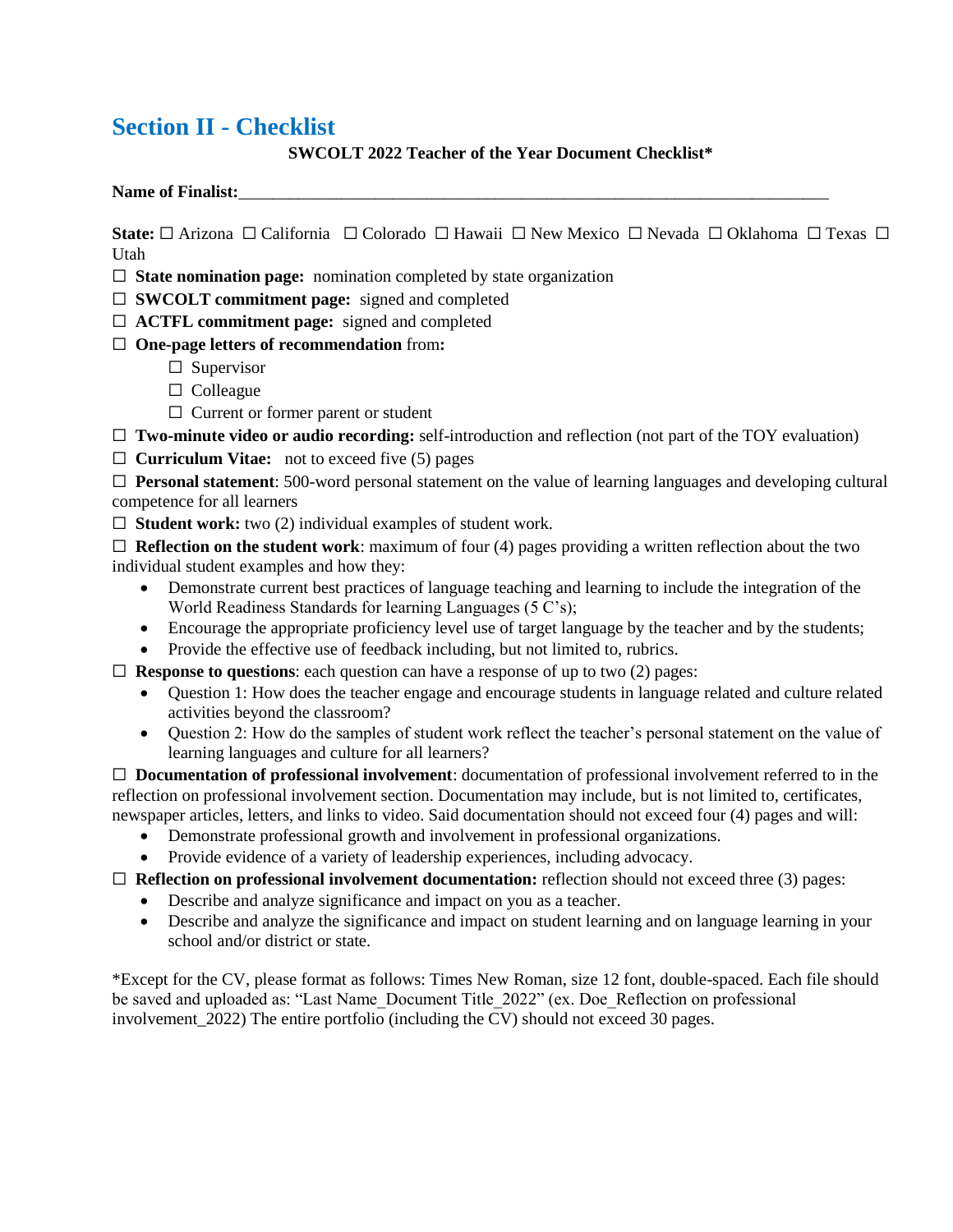## Section II - Checklist

**SWCOLT 2022 Teacher of the Year Document Checklist***

**Name of Finalist:**___________________________________________________________________________

**State:** ☐ Arizona ☐ California ☐ Colorado ☐ Hawaii ☐ New Mexico ☐ Nevada ☐ Oklahoma ☐ Texas ☐ Utah

☐ **State nomination page:** nomination completed by state organization

☐ **SWCOLT commitment page:** signed and completed

☐ **ACTFL commitment page:** signed and completed

☐ **One-page letters of recommendation** from**:**

- ☐ Supervisor
- ☐ Colleague
- ☐ Current or former parent or student

☐ **Two-minute video or audio recording:** self-introduction and reflection (not part of the TOY evaluation)

☐ **Curriculum Vitae:** not to exceed five (5) pages

☐ **Personal statement**: 500-word personal statement on the value of learning languages and developing cultural competence for all learners

☐ **Student work:** two (2) individual examples of student work.

☐ **Reflection on the student work**: maximum of four (4) pages providing a written reflection about the two individual student examples and how they:

- Demonstrate current best practices of language teaching and learning to include the integration of the World Readiness Standards for learning Languages (5 C's);
- Encourage the appropriate proficiency level use of target language by the teacher and by the students;
- Provide the effective use of feedback including, but not limited to, rubrics.

☐ **Response to questions**: each question can have a response of up to two (2) pages:

- Question 1: How does the teacher engage and encourage students in language related and culture related activities beyond the classroom?
- Question 2: How do the samples of student work reflect the teacher's personal statement on the value of learning languages and culture for all learners?

☐ **Documentation of professional involvement**: documentation of professional involvement referred to in the reflection on professional involvement section. Documentation may include, but is not limited to, certificates, newspaper articles, letters, and links to video. Said documentation should not exceed four (4) pages and will:

- Demonstrate professional growth and involvement in professional organizations.
- Provide evidence of a variety of leadership experiences, including advocacy.

☐ **Reflection on professional involvement documentation:** reflection should not exceed three (3) pages:

- Describe and analyze significance and impact on you as a teacher.
- Describe and analyze the significance and impact on student learning and on language learning in your school and/or district or state.

*Except for the CV, please format as follows: Times New Roman, size 12 font, double-spaced. Each file should be saved and uploaded as: "Last Name_Document Title_2022" (ex. Doe_Reflection on professional involvement_2022) The entire portfolio (including the CV) should not exceed 30 pages.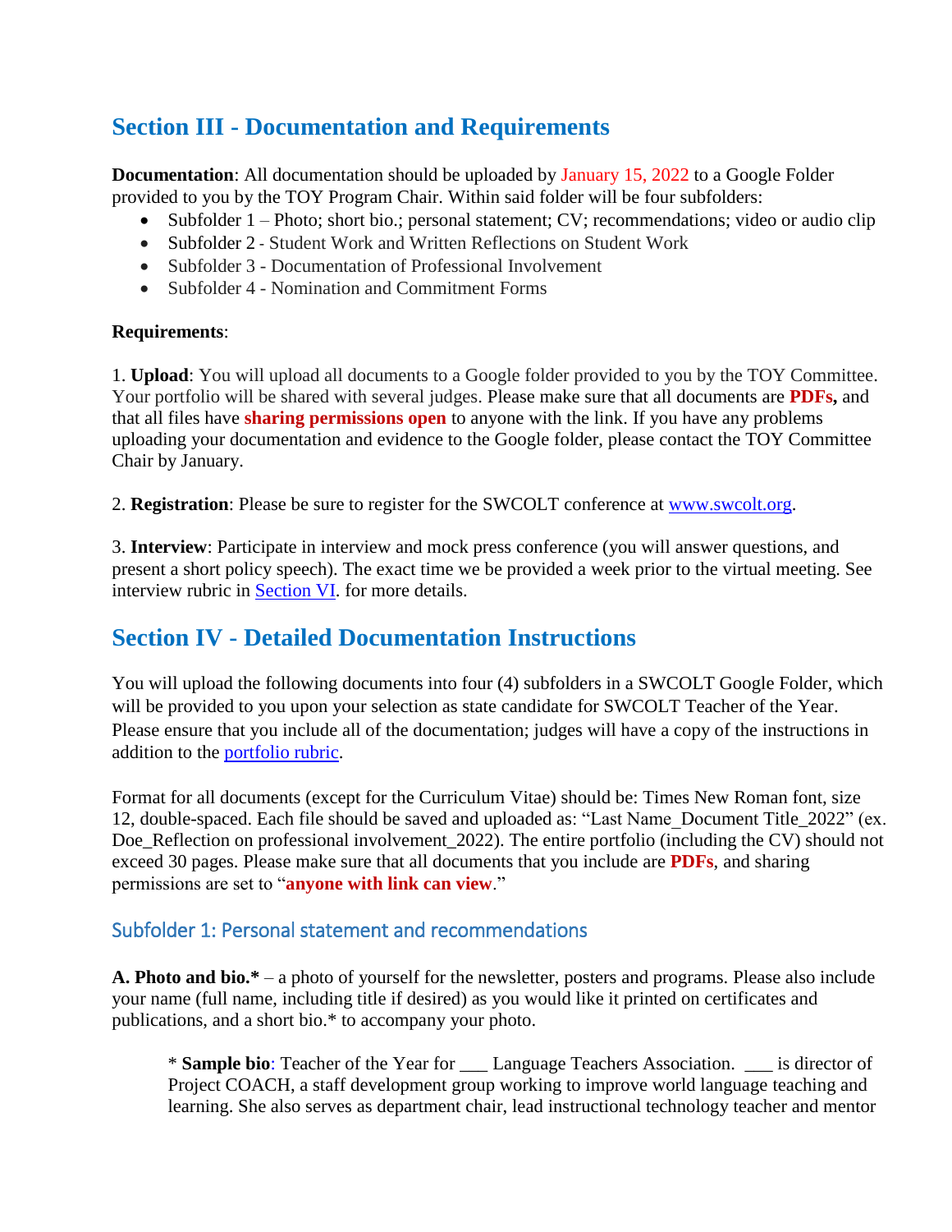## Section III - Documentation and Requirements

**Documentation**: All documentation should be uploaded by January 15, 2022 to a Google Folder provided to you by the TOY Program Chair. Within said folder will be four subfolders:

- Subfolder 1 – Photo; short bio.; personal statement; CV; recommendations; video or audio clip
- Subfolder 2 - Student Work and Written Reflections on Student Work
- Subfolder 3 - Documentation of Professional Involvement
- Subfolder 4 - Nomination and Commitment Forms

**Requirements**:

1. **Upload**: You will upload all documents to a Google folder provided to you by the TOY Committee. Your portfolio will be shared with several judges. Please make sure that all documents are **PDFs,** and that all files have **sharing permissions open** to anyone with the link. If you have any problems uploading your documentation and evidence to the Google folder, please contact the TOY Committee Chair by January.

2. **Registration**: Please be sure to register for the SWCOLT conference at [www.swcolt.org](www.swcolt.org).

3. **Interview**: Participate in interview and mock press conference (you will answer questions, and present a short policy speech). The exact time we be provided a week prior to the virtual meeting. See interview rubric in [Section VI](). for more details.

## Section IV - Detailed Documentation Instructions

You will upload the following documents into four (4) subfolders in a SWCOLT Google Folder, which will be provided to you upon your selection as state candidate for SWCOLT Teacher of the Year. Please ensure that you include all of the documentation; judges will have a copy of the instructions in addition to the [portfolio rubric]().

Format for all documents (except for the Curriculum Vitae) should be: Times New Roman font, size 12, double-spaced. Each file should be saved and uploaded as: "Last Name_Document Title_2022" (ex. Doe_Reflection on professional involvement_2022). The entire portfolio (including the CV) should not exceed 30 pages. Please make sure that all documents that you include are **PDFs**, and sharing permissions are set to "**anyone with link can view**."

### Subfolder 1: Personal statement and recommendations

**A. Photo and bio.*** – a photo of yourself for the newsletter, posters and programs. Please also include your name (full name, including title if desired) as you would like it printed on certificates and publications, and a short bio.* to accompany your photo.

> * **Sample bio**: Teacher of the Year for ___ Language Teachers Association. ___ is director of Project COACH, a staff development group working to improve world language teaching and learning. She also serves as department chair, lead instructional technology teacher and mentor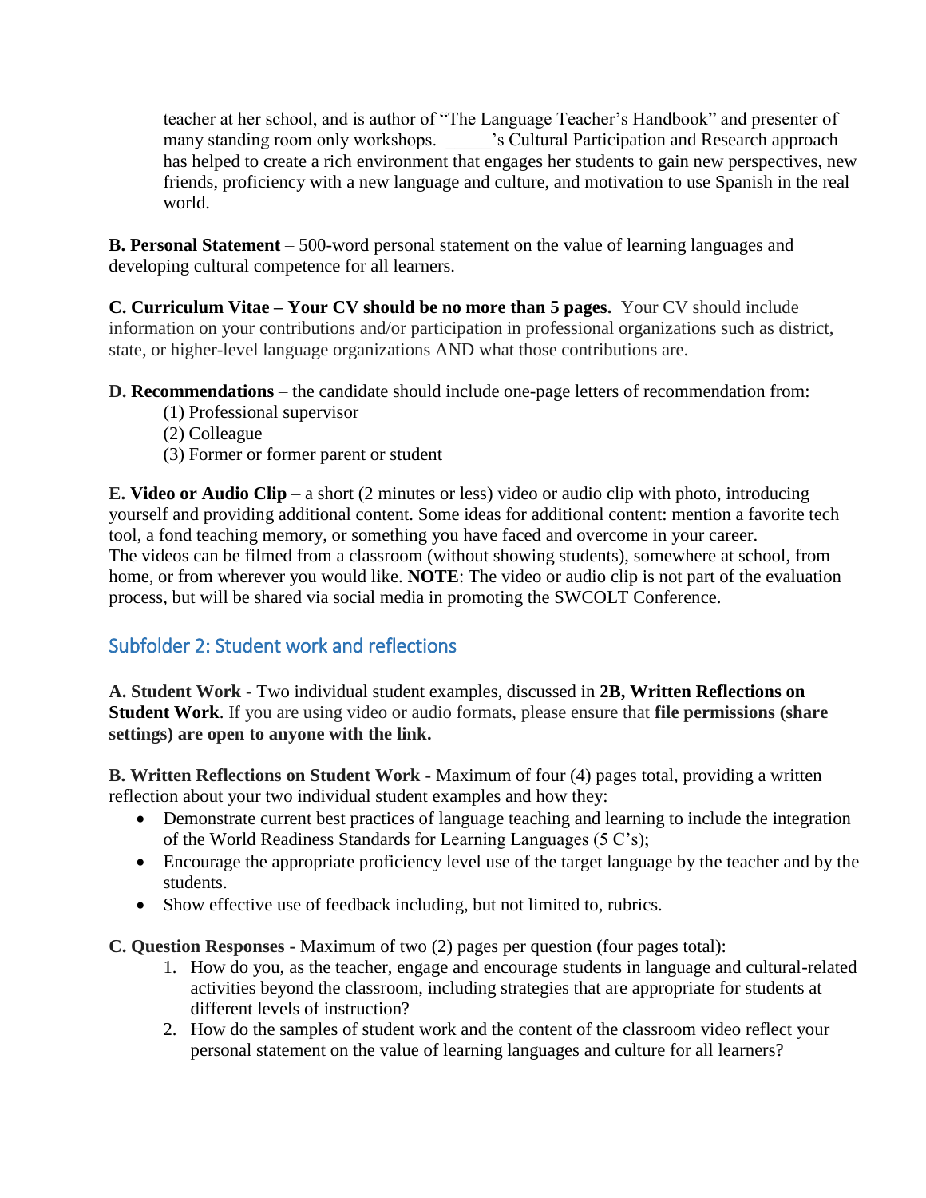teacher at her school, and is author of "The Language Teacher's Handbook" and presenter of many standing room only workshops. _____'s Cultural Participation and Research approach has helped to create a rich environment that engages her students to gain new perspectives, new friends, proficiency with a new language and culture, and motivation to use Spanish in the real world.

**B. Personal Statement** – 500-word personal statement on the value of learning languages and developing cultural competence for all learners.

**C. Curriculum Vitae – Your CV should be no more than 5 pages.** Your CV should include information on your contributions and/or participation in professional organizations such as district, state, or higher-level language organizations AND what those contributions are.

**D. Recommendations** – the candidate should include one-page letters of recommendation from:

(1) Professional supervisor
(2) Colleague
(3) Former or former parent or student

**E. Video or Audio Clip** – a short (2 minutes or less) video or audio clip with photo, introducing yourself and providing additional content. Some ideas for additional content: mention a favorite tech tool, a fond teaching memory, or something you have faced and overcome in your career. The videos can be filmed from a classroom (without showing students), somewhere at school, from home, or from wherever you would like. **NOTE**: The video or audio clip is not part of the evaluation process, but will be shared via social media in promoting the SWCOLT Conference.

## Subfolder 2: Student work and reflections

**A. Student Work** - Two individual student examples, discussed in **2B, Written Reflections on Student Work**. If you are using video or audio formats, please ensure that **file permissions (share settings) are open to anyone with the link.**

**B. Written Reflections on Student Work -** Maximum of four (4) pages total, providing a written reflection about your two individual student examples and how they:

- Demonstrate current best practices of language teaching and learning to include the integration of the World Readiness Standards for Learning Languages (5 C's);
- Encourage the appropriate proficiency level use of the target language by the teacher and by the students.
- Show effective use of feedback including, but not limited to, rubrics.

**C. Question Responses** - Maximum of two (2) pages per question (four pages total):

1. How do you, as the teacher, engage and encourage students in language and cultural-related activities beyond the classroom, including strategies that are appropriate for students at different levels of instruction?
2. How do the samples of student work and the content of the classroom video reflect your personal statement on the value of learning languages and culture for all learners?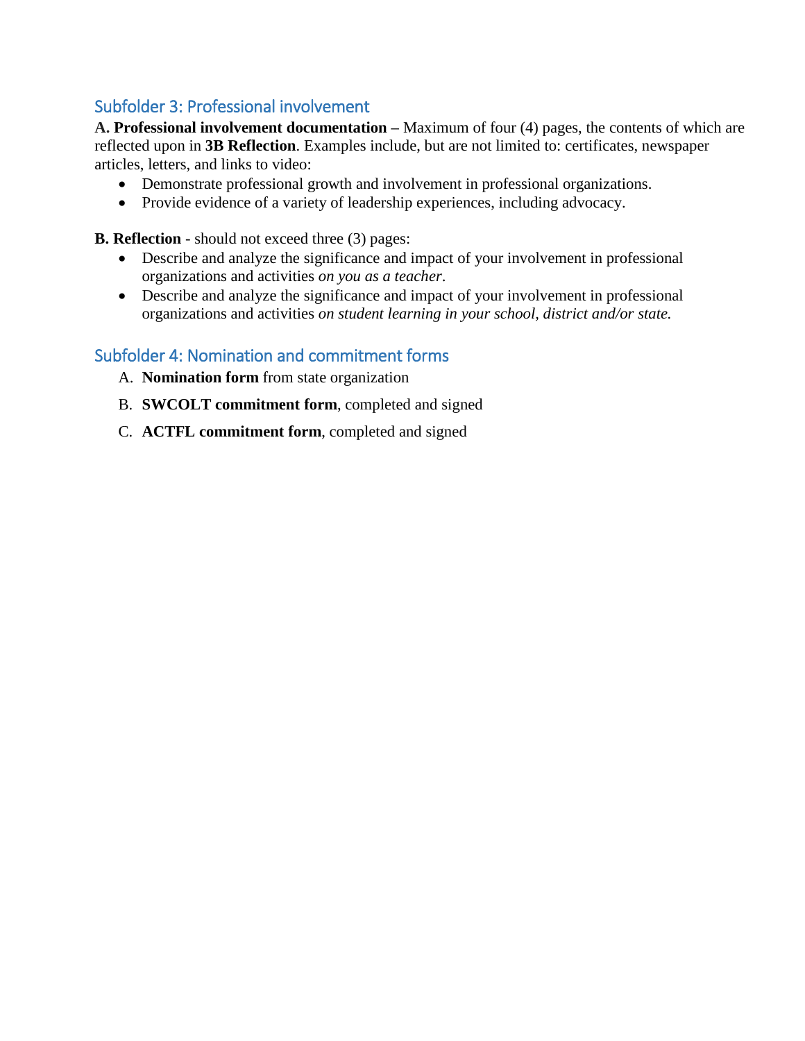## Subfolder 3: Professional involvement

**A. Professional involvement documentation –** Maximum of four (4) pages, the contents of which are reflected upon in **3B Reflection**. Examples include, but are not limited to: certificates, newspaper articles, letters, and links to video:

- Demonstrate professional growth and involvement in professional organizations.
- Provide evidence of a variety of leadership experiences, including advocacy.

**B. Reflection** - should not exceed three (3) pages:

- Describe and analyze the significance and impact of your involvement in professional organizations and activities *on you as a teacher*.
- Describe and analyze the significance and impact of your involvement in professional organizations and activities *on student learning in your school, district and/or state.*

## Subfolder 4: Nomination and commitment forms

A. **Nomination form** from state organization

B. **SWCOLT commitment form**, completed and signed

C. **ACTFL commitment form**, completed and signed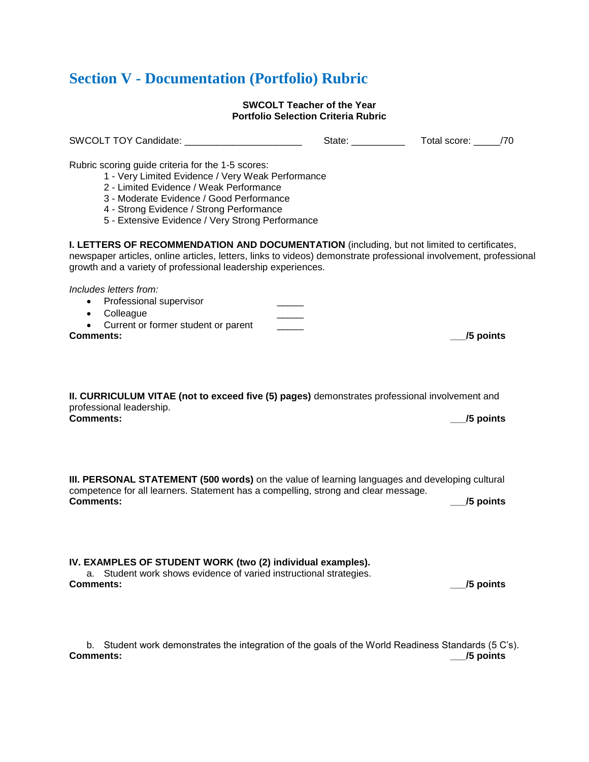# Section V - Documentation (Portfolio) Rubric

**SWCOLT Teacher of the Year**
**Portfolio Selection Criteria Rubric**

SWCOLT TOY Candidate: ______________________ State: __________ Total score: _____/70

Rubric scoring guide criteria for the 1-5 scores:

1 - Very Limited Evidence / Very Weak Performance
2 - Limited Evidence / Weak Performance
3 - Moderate Evidence / Good Performance
4 - Strong Evidence / Strong Performance
5 - Extensive Evidence / Very Strong Performance

**I. LETTERS OF RECOMMENDATION AND DOCUMENTATION** (including, but not limited to certificates, newspaper articles, online articles, letters, links to videos) demonstrate professional involvement, professional growth and a variety of professional leadership experiences.

*Includes letters from:*

- Professional supervisor _____
- Colleague _____
- Current or former student or parent _____

**Comments:** **___/5 points**

**II. CURRICULUM VITAE (not to exceed five (5) pages)** demonstrates professional involvement and professional leadership.

**Comments:** **___/5 points**

**III. PERSONAL STATEMENT (500 words)** on the value of learning languages and developing cultural competence for all learners. Statement has a compelling, strong and clear message.

**Comments:** **___/5 points**

**IV. EXAMPLES OF STUDENT WORK (two (2) individual examples).**

a. Student work shows evidence of varied instructional strategies.

**Comments:** **___/5 points**

b. Student work demonstrates the integration of the goals of the World Readiness Standards (5 C's).

**Comments:** **___/5 points**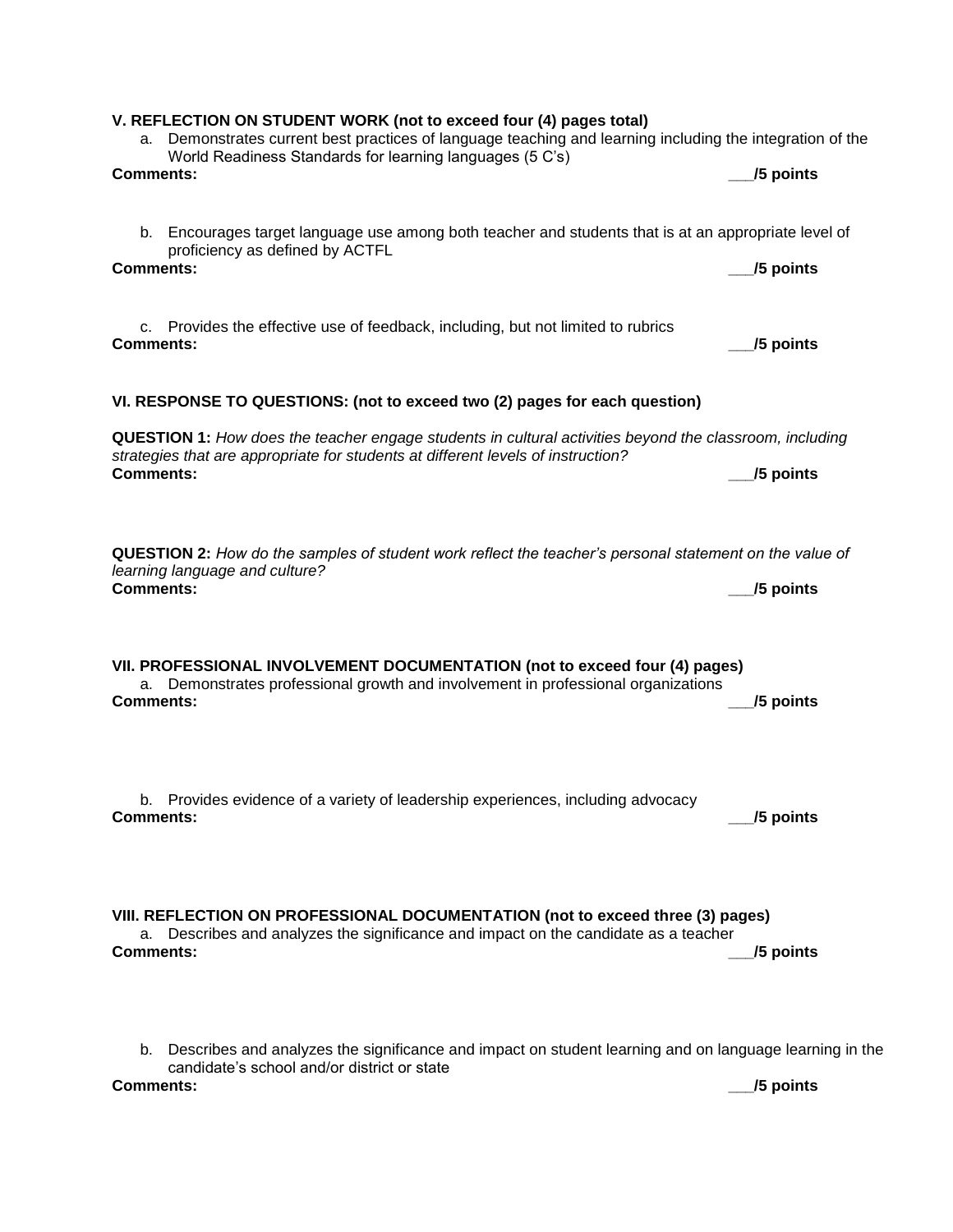**V. REFLECTION ON STUDENT WORK (not to exceed four (4) pages total)**

a. Demonstrates current best practices of language teaching and learning including the integration of the World Readiness Standards for learning languages (5 C's)

**Comments:** **___/5 points**

b. Encourages target language use among both teacher and students that is at an appropriate level of proficiency as defined by ACTFL

**Comments:** **___/5 points**

c. Provides the effective use of feedback, including, but not limited to rubrics

**Comments:** **___/5 points**

**VI. RESPONSE TO QUESTIONS: (not to exceed two (2) pages for each question)**

**QUESTION 1:** *How does the teacher engage students in cultural activities beyond the classroom, including strategies that are appropriate for students at different levels of instruction?*

**Comments:** **___/5 points**

**QUESTION 2:** *How do the samples of student work reflect the teacher's personal statement on the value of learning language and culture?*

**Comments:** **___/5 points**

**VII. PROFESSIONAL INVOLVEMENT DOCUMENTATION (not to exceed four (4) pages)**

a. Demonstrates professional growth and involvement in professional organizations

**Comments:** **___/5 points**

b. Provides evidence of a variety of leadership experiences, including advocacy

**Comments:** **___/5 points**

**VIII. REFLECTION ON PROFESSIONAL DOCUMENTATION (not to exceed three (3) pages)**

a. Describes and analyzes the significance and impact on the candidate as a teacher

**Comments:** **___/5 points**

b. Describes and analyzes the significance and impact on student learning and on language learning in the candidate's school and/or district or state

**Comments:** **___/5 points**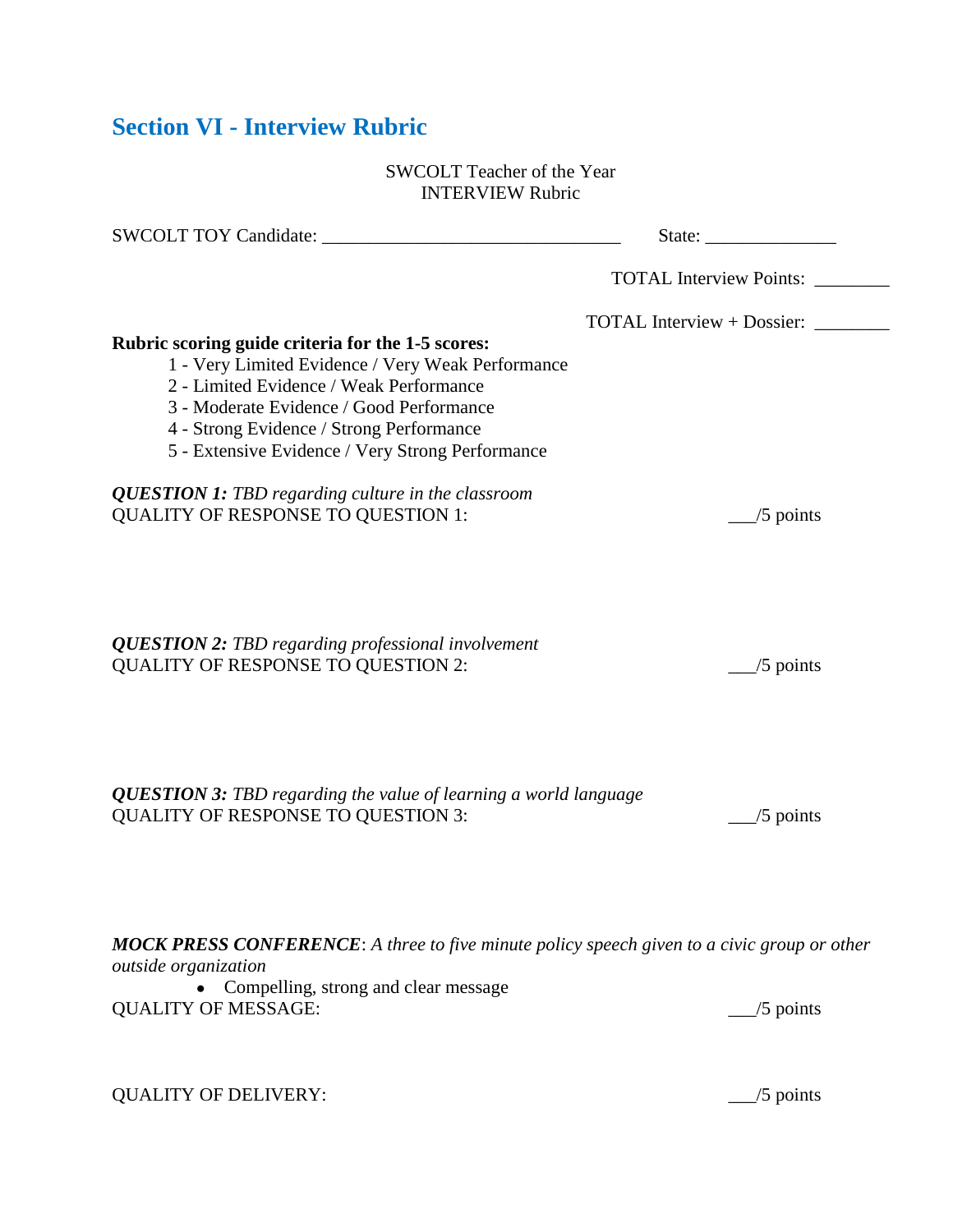## Section VI - Interview Rubric

SWCOLT Teacher of the Year
INTERVIEW Rubric

SWCOLT TOY Candidate: ________________________________ State: ______________

TOTAL Interview Points: ________

TOTAL Interview + Dossier: ________

**Rubric scoring guide criteria for the 1-5 scores:**

1 - Very Limited Evidence / Very Weak Performance
2 - Limited Evidence / Weak Performance
3 - Moderate Evidence / Good Performance
4 - Strong Evidence / Strong Performance
5 - Extensive Evidence / Very Strong Performance

***QUESTION 1:*** *TBD regarding culture in the classroom*
QUALITY OF RESPONSE TO QUESTION 1: ___/5 points

***QUESTION 2:*** *TBD regarding professional involvement*
QUALITY OF RESPONSE TO QUESTION 2: ___/5 points

***QUESTION 3:*** *TBD regarding the value of learning a world language*
QUALITY OF RESPONSE TO QUESTION 3: ___/5 points

***MOCK PRESS CONFERENCE***: *A three to five minute policy speech given to a civic group or other outside organization*

- Compelling, strong and clear message

QUALITY OF MESSAGE: ___/5 points

QUALITY OF DELIVERY: ___/5 points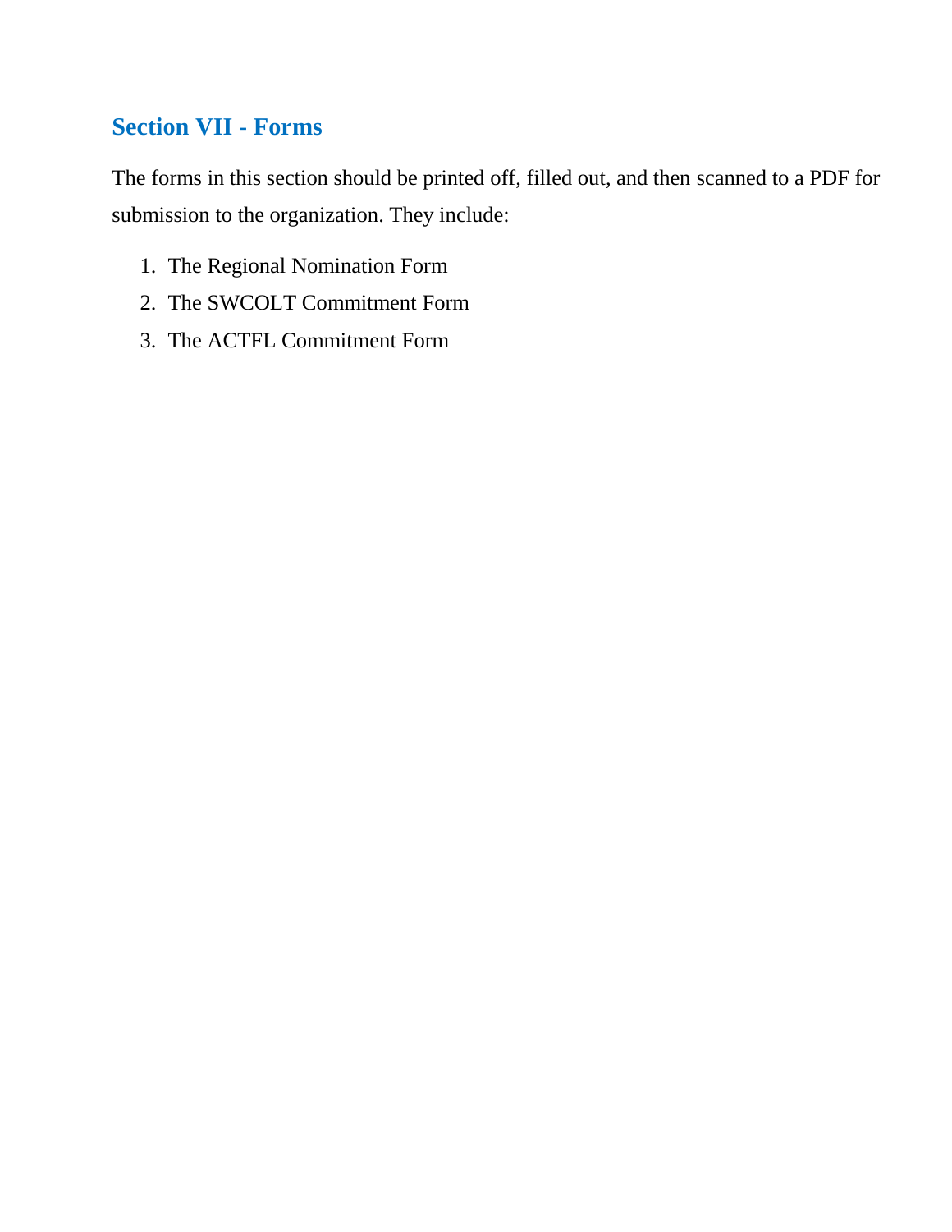## Section VII - Forms

The forms in this section should be printed off, filled out, and then scanned to a PDF for submission to the organization. They include:

1. The Regional Nomination Form
2. The SWCOLT Commitment Form
3. The ACTFL Commitment Form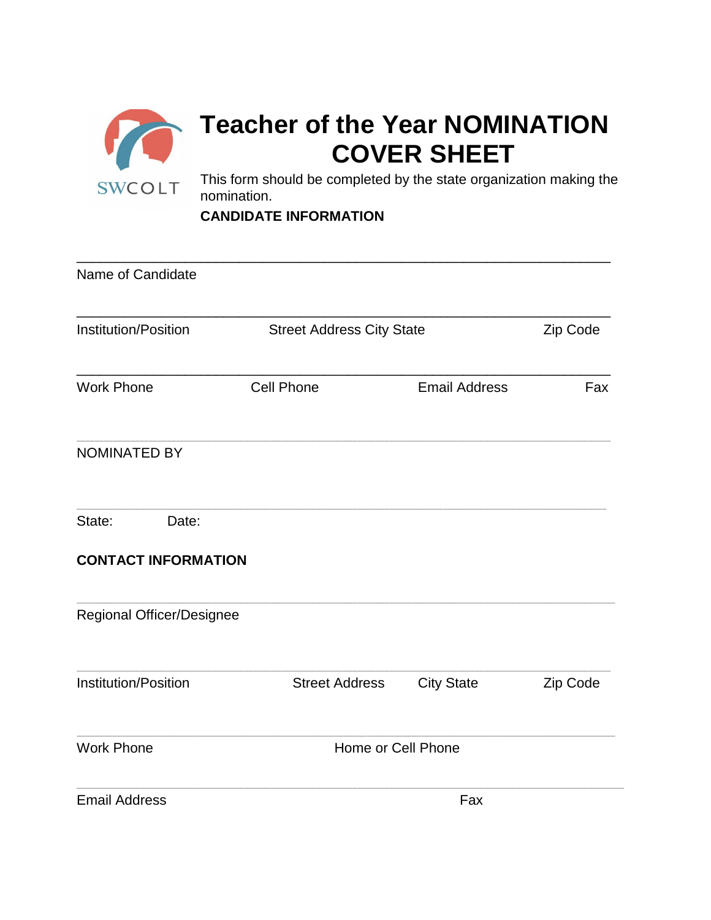SWCOLT

# Teacher of the Year NOMINATION COVER SHEET

This form should be completed by the state organization making the nomination.

**CANDIDATE INFORMATION**

\_\_\_\_\_\_\_\_\_\_\_\_\_\_\_\_\_\_\_\_\_\_\_\_\_\_\_\_\_\_\_\_\_\_\_\_\_\_\_\_\_\_\_\_\_\_\_\_\_\_\_\_\_\_\_\_\_\_\_\_\_\_\_\_

Name of Candidate

\_\_\_\_\_\_\_\_\_\_\_\_\_\_\_\_\_\_\_\_\_\_\_\_\_\_\_\_\_\_\_\_\_\_\_\_\_\_\_\_\_\_\_\_\_\_\_\_\_\_\_\_\_\_\_\_\_\_\_\_\_\_\_\_

Institution/Position Street Address City State Zip Code

\_\_\_\_\_\_\_\_\_\_\_\_\_\_\_\_\_\_\_\_\_\_\_\_\_\_\_\_\_\_\_\_\_\_\_\_\_\_\_\_\_\_\_\_\_\_\_\_\_\_\_\_\_\_\_\_\_\_\_\_\_\_\_\_

Work Phone Cell Phone Email Address Fax

\_\_\_\_\_\_\_\_\_\_\_\_\_\_\_\_\_\_\_\_\_\_\_\_\_\_\_\_\_\_\_\_\_\_\_\_\_\_\_\_\_\_\_\_\_\_\_\_\_\_\_\_\_\_\_\_\_\_\_\_\_\_\_\_

NOMINATED BY

\_\_\_\_\_\_\_\_\_\_\_\_\_\_\_\_\_\_\_\_\_\_\_\_\_\_\_\_\_\_\_\_\_\_\_\_\_\_\_\_\_\_\_\_\_\_\_\_\_\_\_\_\_\_\_\_\_\_\_\_\_\_\_\_

State: Date:

**CONTACT INFORMATION**

\_\_\_\_\_\_\_\_\_\_\_\_\_\_\_\_\_\_\_\_\_\_\_\_\_\_\_\_\_\_\_\_\_\_\_\_\_\_\_\_\_\_\_\_\_\_\_\_\_\_\_\_\_\_\_\_\_\_\_\_\_\_\_\_

Regional Officer/Designee

\_\_\_\_\_\_\_\_\_\_\_\_\_\_\_\_\_\_\_\_\_\_\_\_\_\_\_\_\_\_\_\_\_\_\_\_\_\_\_\_\_\_\_\_\_\_\_\_\_\_\_\_\_\_\_\_\_\_\_\_\_\_\_\_

Institution/Position Street Address City State Zip Code

\_\_\_\_\_\_\_\_\_\_\_\_\_\_\_\_\_\_\_\_\_\_\_\_\_\_\_\_\_\_\_\_\_\_\_\_\_\_\_\_\_\_\_\_\_\_\_\_\_\_\_\_\_\_\_\_\_\_\_\_\_\_\_\_

Work Phone Home or Cell Phone

\_\_\_\_\_\_\_\_\_\_\_\_\_\_\_\_\_\_\_\_\_\_\_\_\_\_\_\_\_\_\_\_\_\_\_\_\_\_\_\_\_\_\_\_\_\_\_\_\_\_\_\_\_\_\_\_\_\_\_\_\_\_\_\_

Email Address Fax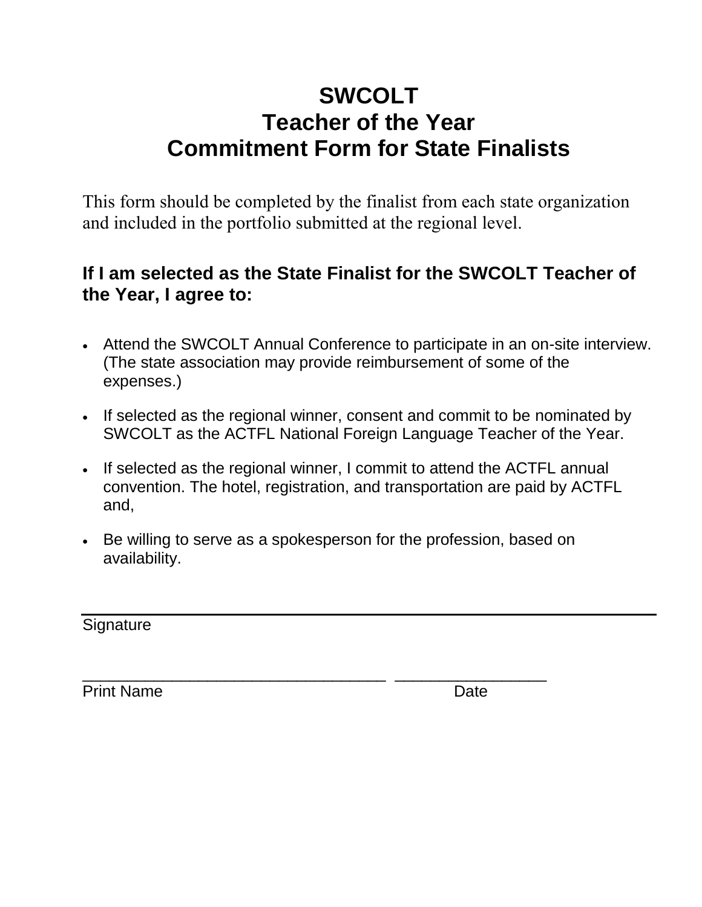# SWCOLT
# Teacher of the Year
# Commitment Form for State Finalists

This form should be completed by the finalist from each state organization and included in the portfolio submitted at the regional level.

**If I am selected as the State Finalist for the SWCOLT Teacher of the Year, I agree to:**

- Attend the SWCOLT Annual Conference to participate in an on-site interview. (The state association may provide reimbursement of some of the expenses.)
- If selected as the regional winner, consent and commit to be nominated by SWCOLT as the ACTFL National Foreign Language Teacher of the Year.
- If selected as the regional winner, I commit to attend the ACTFL annual convention. The hotel, registration, and transportation are paid by ACTFL and,
- Be willing to serve as a spokesperson for the profession, based on availability.

_____________________________________________

Signature

__________________________________ _________________

Print Name Date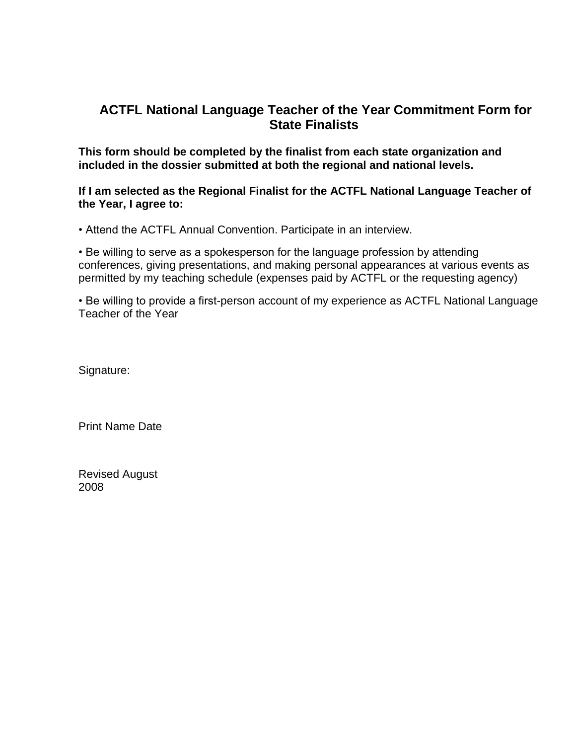# ACTFL National Language Teacher of the Year Commitment Form for State Finalists

**This form should be completed by the finalist from each state organization and included in the dossier submitted at both the regional and national levels.**

**If I am selected as the Regional Finalist for the ACTFL National Language Teacher of the Year, I agree to:**

• Attend the ACTFL Annual Convention. Participate in an interview.

• Be willing to serve as a spokesperson for the language profession by attending conferences, giving presentations, and making personal appearances at various events as permitted by my teaching schedule (expenses paid by ACTFL or the requesting agency)

• Be willing to provide a first-person account of my experience as ACTFL National Language Teacher of the Year

Signature:

Print Name Date

Revised August 2008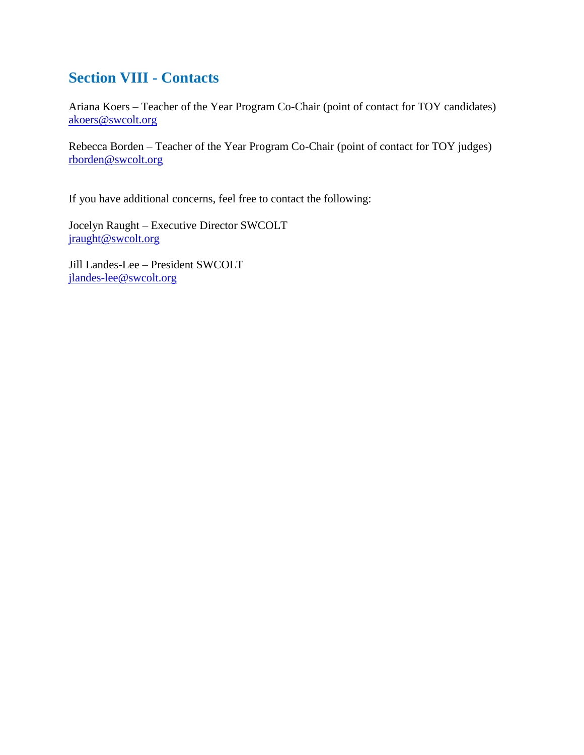## Section VIII - Contacts

Ariana Koers – Teacher of the Year Program Co-Chair (point of contact for TOY candidates)
akoers@swcolt.org

Rebecca Borden – Teacher of the Year Program Co-Chair (point of contact for TOY judges)
rborden@swcolt.org

If you have additional concerns, feel free to contact the following:

Jocelyn Raught – Executive Director SWCOLT
jraught@swcolt.org

Jill Landes-Lee – President SWCOLT
jlandes-lee@swcolt.org